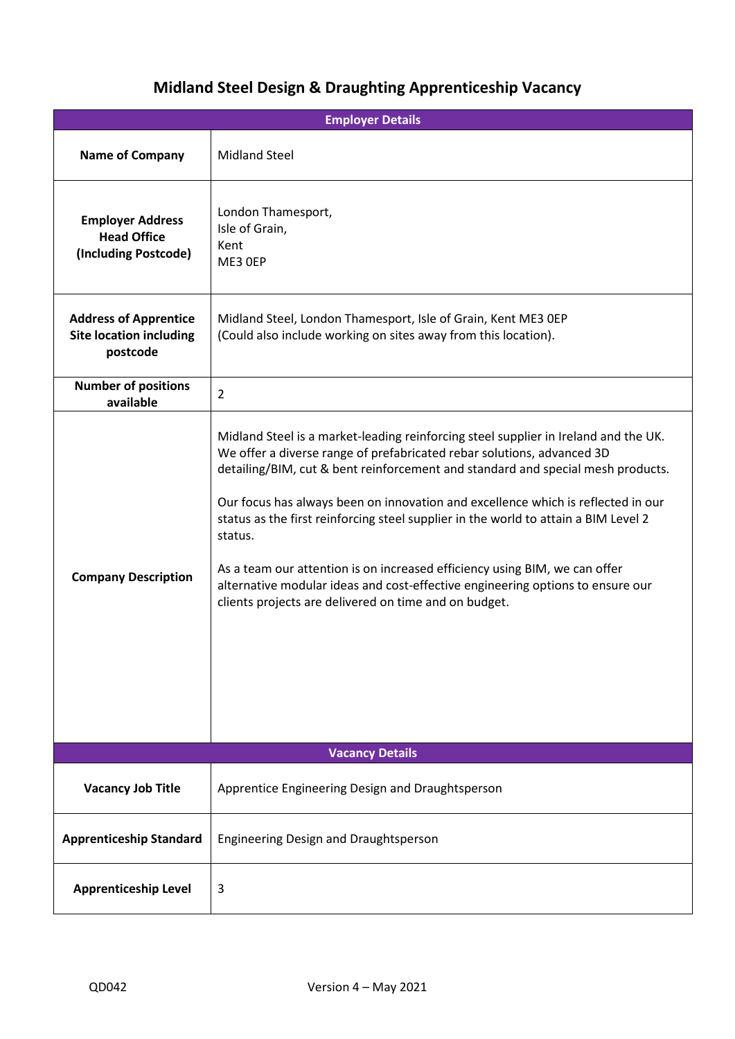# Midland Steel Design & Draughting Apprenticeship Vacancy

| Employer Details | |
|---|---|
| **Name of Company** | Midland Steel |
| **Employer Address Head Office (Including Postcode)** | London Thamesport,<br>Isle of Grain,<br>Kent<br>ME3 0EP |
| **Address of Apprentice Site location including postcode** | Midland Steel, London Thamesport, Isle of Grain, Kent ME3 0EP<br>(Could also include working on sites away from this location). |
| **Number of positions available** | 2 |
| **Company Description** | Midland Steel is a market-leading reinforcing steel supplier in Ireland and the UK. We offer a diverse range of prefabricated rebar solutions, advanced 3D detailing/BIM, cut & bent reinforcement and standard and special mesh products.<br><br>Our focus has always been on innovation and excellence which is reflected in our status as the first reinforcing steel supplier in the world to attain a BIM Level 2 status.<br><br>As a team our attention is on increased efficiency using BIM, we can offer alternative modular ideas and cost-effective engineering options to ensure our clients projects are delivered on time and on budget. |
| **Vacancy Details** | |
| **Vacancy Job Title** | Apprentice Engineering Design and Draughtsperson |
| **Apprenticeship Standard** | Engineering Design and Draughtsperson |
| **Apprenticeship Level** | 3 |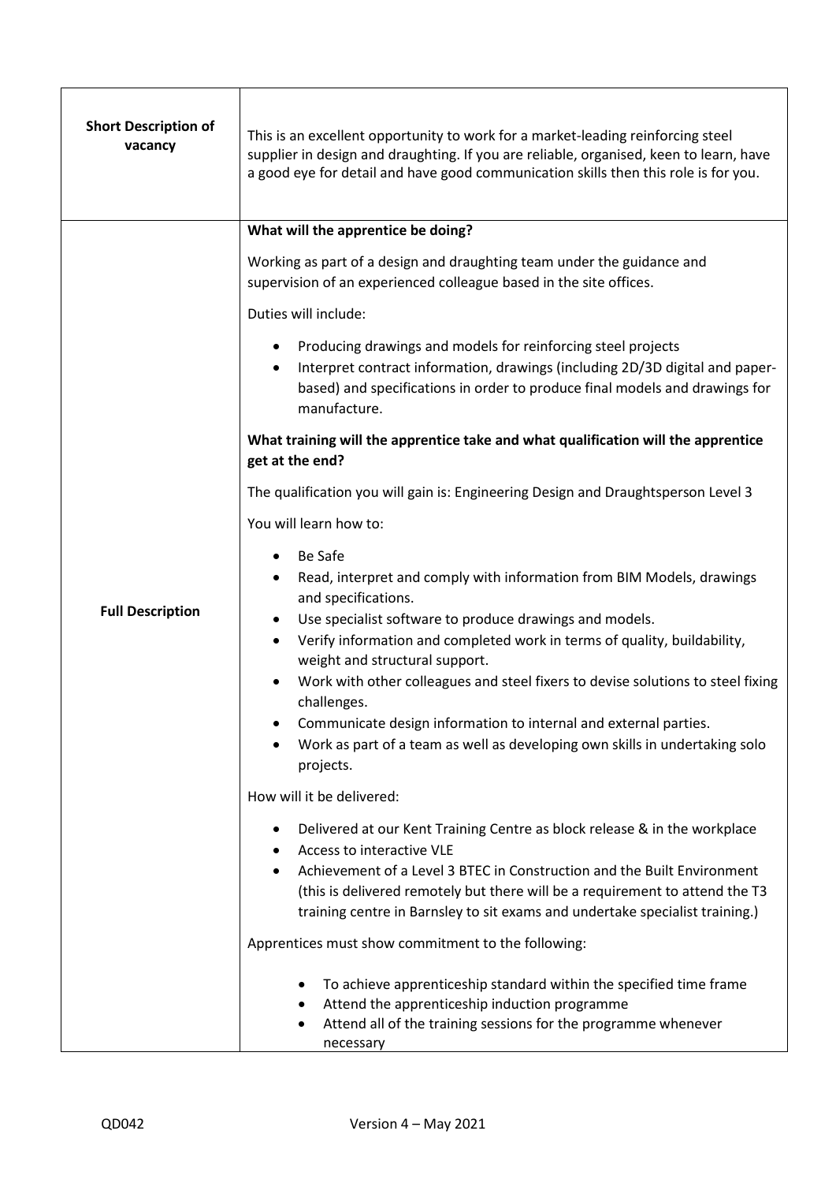| **Short Description of vacancy** | This is an excellent opportunity to work for a market-leading reinforcing steel supplier in design and draughting. If you are reliable, organised, keen to learn, have a good eye for detail and have good communication skills then this role is for you. |
|---|---|
| **Full Description** | **What will the apprentice be doing?**<br><br>Working as part of a design and draughting team under the guidance and supervision of an experienced colleague based in the site offices.<br><br>Duties will include:<br><br>• Producing drawings and models for reinforcing steel projects<br>• Interpret contract information, drawings (including 2D/3D digital and paper-based) and specifications in order to produce final models and drawings for manufacture.<br><br>**What training will the apprentice take and what qualification will the apprentice get at the end?**<br><br>The qualification you will gain is: Engineering Design and Draughtsperson Level 3<br><br>You will learn how to:<br><br>• Be Safe<br>• Read, interpret and comply with information from BIM Models, drawings and specifications.<br>• Use specialist software to produce drawings and models.<br>• Verify information and completed work in terms of quality, buildability, weight and structural support.<br>• Work with other colleagues and steel fixers to devise solutions to steel fixing challenges.<br>• Communicate design information to internal and external parties.<br>• Work as part of a team as well as developing own skills in undertaking solo projects.<br><br>How will it be delivered:<br><br>• Delivered at our Kent Training Centre as block release & in the workplace<br>• Access to interactive VLE<br>• Achievement of a Level 3 BTEC in Construction and the Built Environment (this is delivered remotely but there will be a requirement to attend the T3 training centre in Barnsley to sit exams and undertake specialist training.)<br><br>Apprentices must show commitment to the following:<br><br>• To achieve apprenticeship standard within the specified time frame<br>• Attend the apprenticeship induction programme<br>• Attend all of the training sessions for the programme whenever necessary |

QD042 Version 4 – May 2021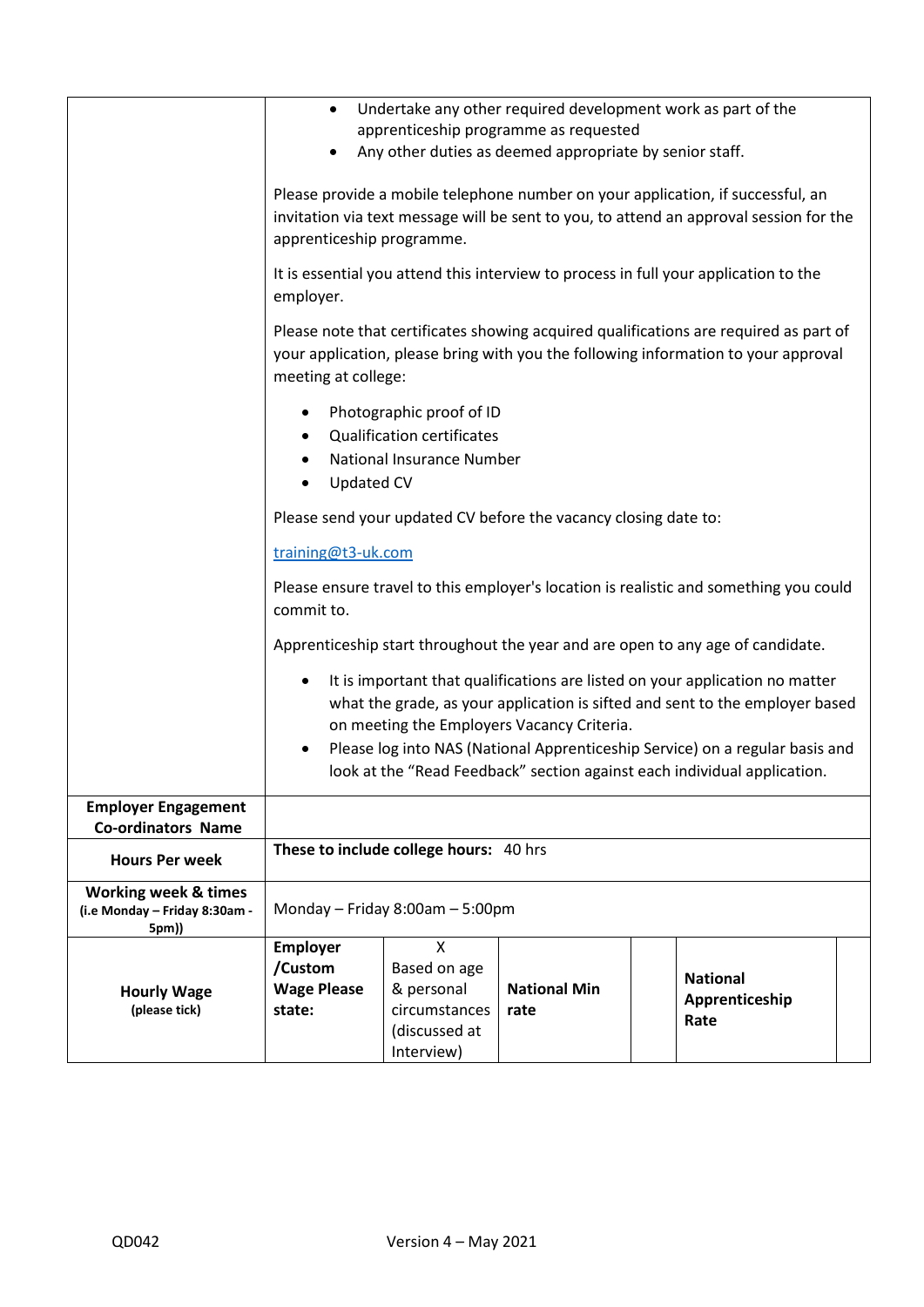| | |
|---|---|
| | • Undertake any other required development work as part of the apprenticeship programme as requested<br>• Any other duties as deemed appropriate by senior staff.<br><br>Please provide a mobile telephone number on your application, if successful, an invitation via text message will be sent to you, to attend an approval session for the apprenticeship programme.<br><br>It is essential you attend this interview to process in full your application to the employer.<br><br>Please note that certificates showing acquired qualifications are required as part of your application, please bring with you the following information to your approval meeting at college:<br><br>• Photographic proof of ID<br>• Qualification certificates<br>• National Insurance Number<br>• Updated CV<br><br>Please send your updated CV before the vacancy closing date to:<br><br>training@t3-uk.com<br><br>Please ensure travel to this employer's location is realistic and something you could commit to.<br><br>Apprenticeship start throughout the year and are open to any age of candidate.<br><br>• It is important that qualifications are listed on your application no matter what the grade, as your application is sifted and sent to the employer based on meeting the Employers Vacancy Criteria.<br>• Please log into NAS (National Apprenticeship Service) on a regular basis and look at the "Read Feedback" section against each individual application. |
| **Employer Engagement Co-ordinators Name** | |
| **Hours Per week** | **These to include college hours:** 40 hrs |
| **Working week & times** (i.e Monday – Friday 8:30am - 5pm)) | Monday – Friday 8:00am – 5:00pm |

| **Hourly Wage** (please tick) | **Employer /Custom Wage Please state:** | X Based on age & personal circumstances (discussed at Interview) | **National Min rate** | | **National Apprenticeship Rate** | |
|---|---|---|---|---|---|---|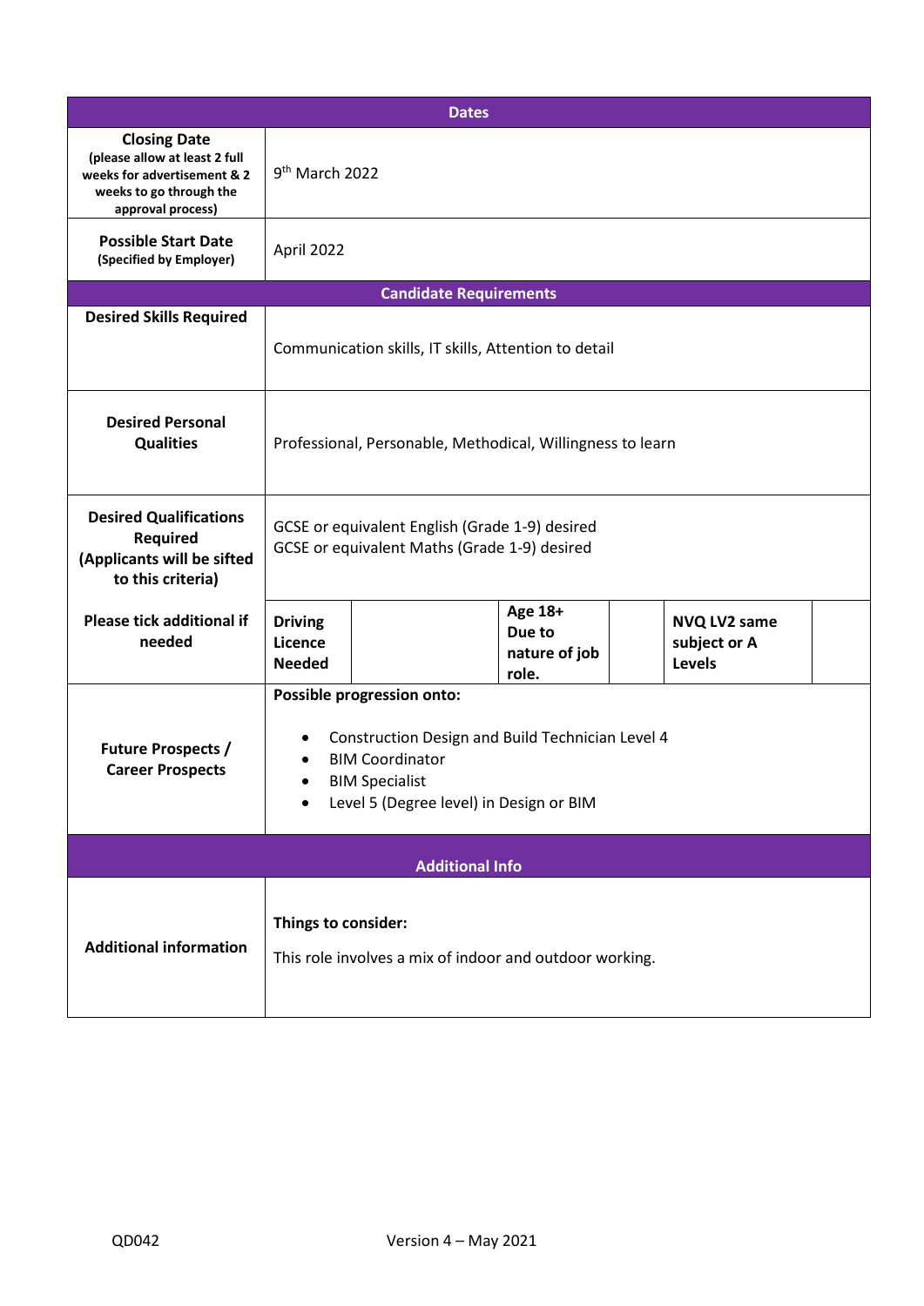| Dates | | | | | | |
|---|---|---|---|---|---|---|
| **Closing Date** (please allow at least 2 full weeks for advertisement & 2 weeks to go through the approval process) | 9th March 2022 | | | | | |
| **Possible Start Date** (Specified by Employer) | April 2022 | | | | | |
| **Candidate Requirements** | | | | | | |
| **Desired Skills Required** | Communication skills, IT skills, Attention to detail | | | | | |
| **Desired Personal Qualities** | Professional, Personable, Methodical, Willingness to learn | | | | | |
| **Desired Qualifications Required (Applicants will be sifted to this criteria)** | GCSE or equivalent English (Grade 1-9) desired<br>GCSE or equivalent Maths (Grade 1-9) desired | | | | | |
| **Please tick additional if needed** | **Driving Licence Needed** | | **Age 18+ Due to nature of job role.** | | **NVQ LV2 same subject or A Levels** | |
| **Future Prospects / Career Prospects** | **Possible progression onto:**<br>• Construction Design and Build Technician Level 4<br>• BIM Coordinator<br>• BIM Specialist<br>• Level 5 (Degree level) in Design or BIM | | | | | |
| **Additional Info** | | | | | | |
| **Additional information** | **Things to consider:**<br>This role involves a mix of indoor and outdoor working. | | | | | |

QD042 Version 4 – May 2021